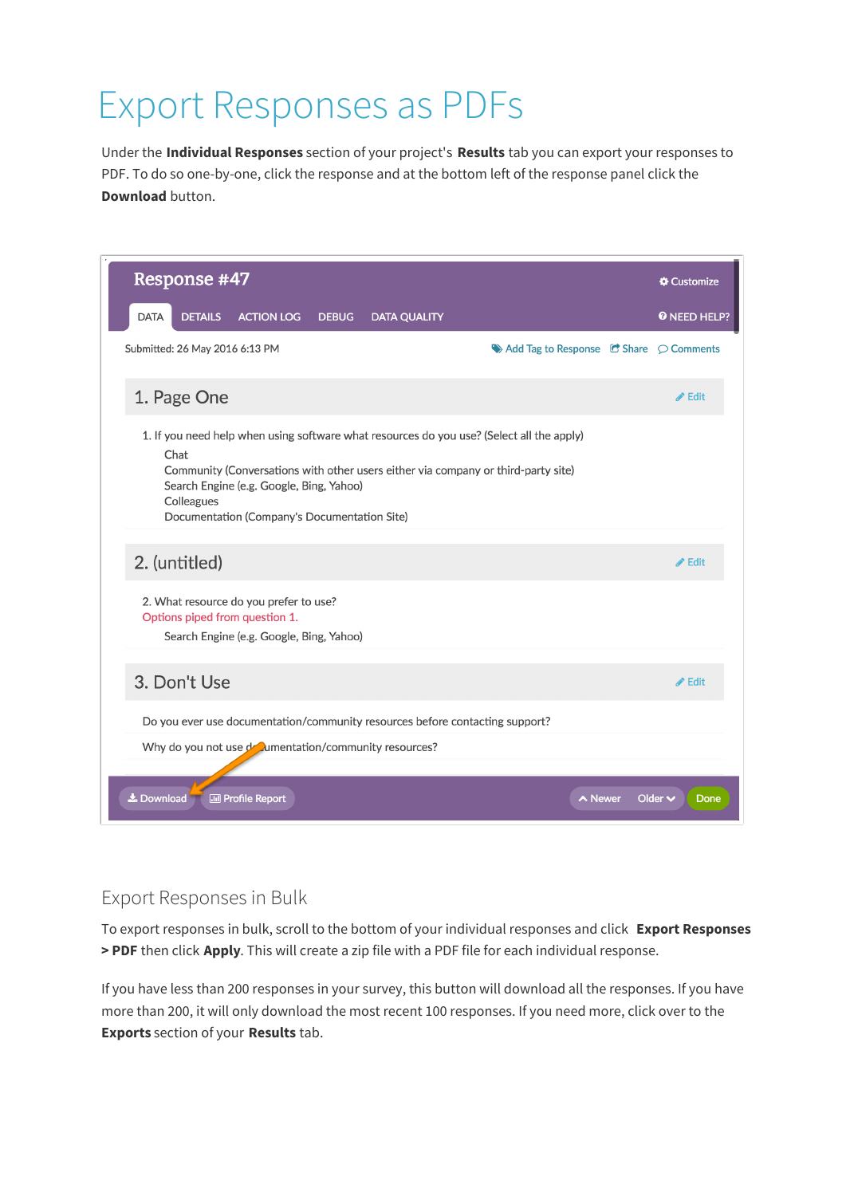# Export Responses as PDFs

Under the **Individual Responses** section of your project's **Results** tab you can export your responses to PDF. To do so one-by-one, click the response and at the bottom left of the response panel click the **Download** button.

## Export Responses in Bulk

To export responses in bulk, scroll to the bottom of your individual responses and click **Export Responses > PDF** then click **Apply**. This will create a zip file with a PDF file for each individual response.

If you have less than 200 responses in your survey, this button will download all the responses. If you have more than 200, it will only download the most recent 100 responses. If you need more, click over to the **Exports** section of your **Results** tab.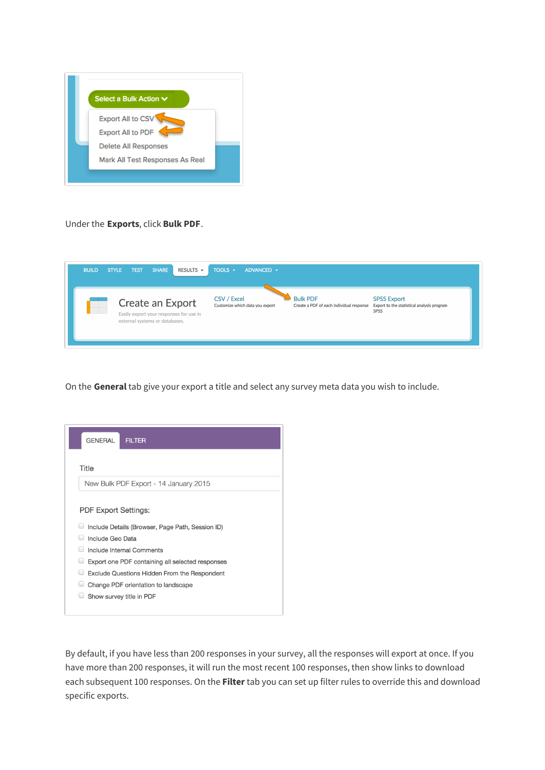Under the **Exports**, click **Bulk PDF**.

On the **General** tab give your export a title and select any survey meta data you wish to include.

By default, if you have less than 200 responses in your survey, all the responses will export at once. If you have more than 200 responses, it will run the most recent 100 responses, then show links to download each subsequent 100 responses. On the **Filter** tab you can set up filter rules to override this and download specific exports.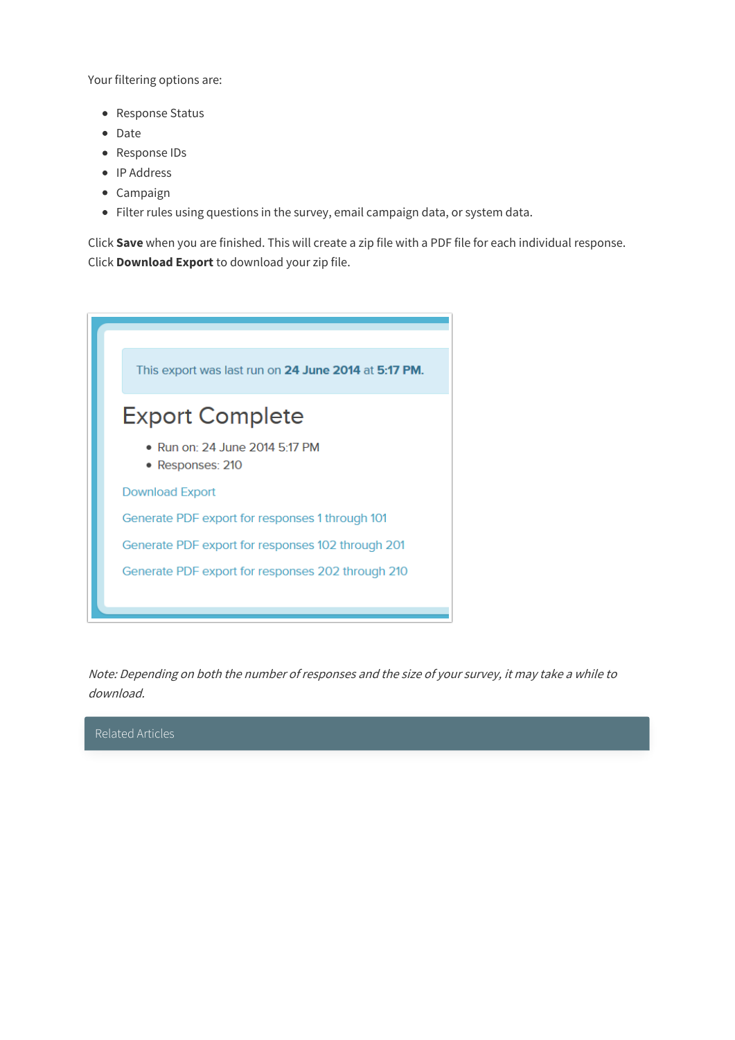Your filtering options are:

- Response Status
- Date
- Response IDs
- IP Address
- Campaign
- Filter rules using questions in the survey, email campaign data, or system data.

Click **Save** when you are finished. This will create a zip file with a PDF file for each individual response. Click **Download Export** to download your zip file.

This export was last run on **24 June 2014** at **5:17 PM.**

Export Complete

- Run on: 24 June 2014 5:17 PM
- Responses: 210

Download Export

Generate PDF export for responses 1 through 101

Generate PDF export for responses 102 through 201

Generate PDF export for responses 202 through 210

*Note: Depending on both the number of responses and the size of your survey, it may take a while to download.*

Related Articles